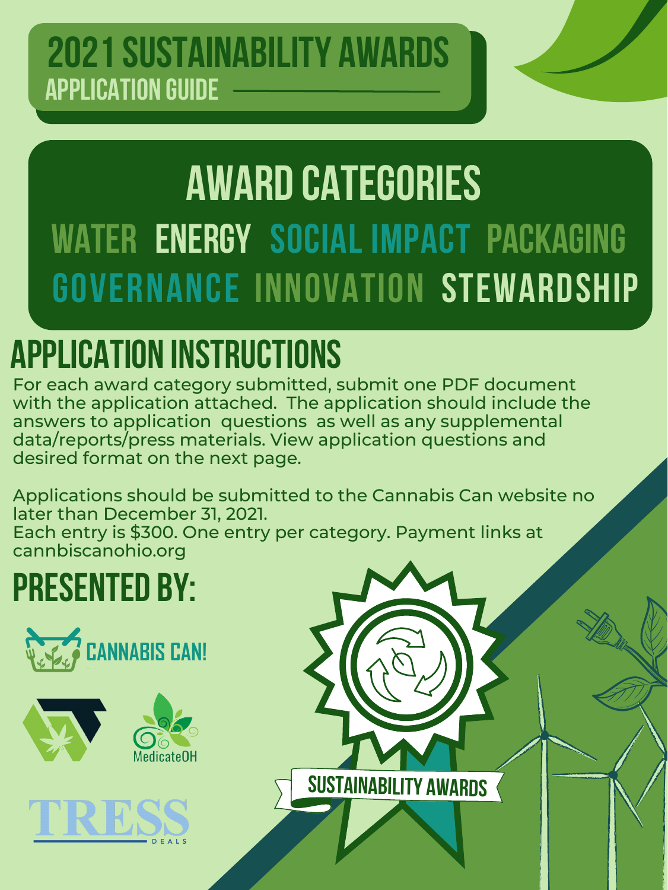# 2021 SUSTAINABILITY AWARDS

## APPLICATION GUIDE

## AWARD CATEGORIES

WATER ENERGY SOCIAL IMPACT PACKAGING GOVERNANCE INNOVATION STEWARDSHIP

## APPLICATION INSTRUCTIONS

For each award category submitted, submit one PDF document with the application attached. The application should include the answers to application questions as well as any supplemental data/reports/press materials. View application questions and desired format on the next page.

Applications should be submitted to the Cannabis Can website no later than December 31, 2021.
Each entry is $300. One entry per category. Payment links at cannbiscanohio.org

## PRESENTED BY:

CANNABIS CAN!

MedicateOH

TRESS DEALS

SUSTAINABILITY AWARDS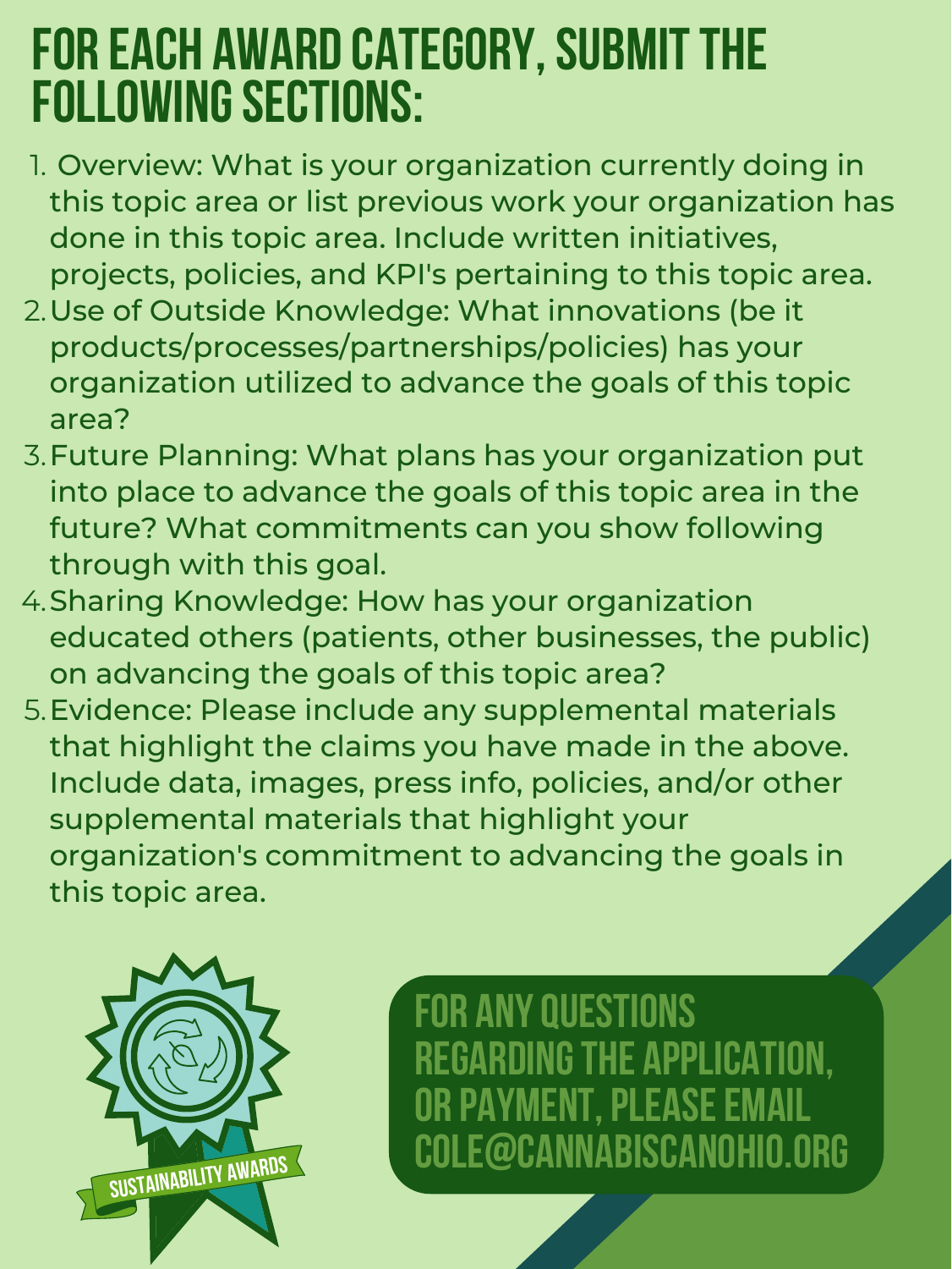# FOR EACH AWARD CATEGORY, SUBMIT THE FOLLOWING SECTIONS:

1. Overview: What is your organization currently doing in this topic area or list previous work your organization has done in this topic area. Include written initiatives, projects, policies, and KPI's pertaining to this topic area.
2. Use of Outside Knowledge: What innovations (be it products/processes/partnerships/policies) has your organization utilized to advance the goals of this topic area?
3. Future Planning: What plans has your organization put into place to advance the goals of this topic area in the future? What commitments can you show following through with this goal.
4. Sharing Knowledge: How has your organization educated others (patients, other businesses, the public) on advancing the goals of this topic area?
5. Evidence: Please include any supplemental materials that highlight the claims you have made in the above. Include data, images, press info, policies, and/or other supplemental materials that highlight your organization's commitment to advancing the goals in this topic area.

SUSTAINABILITY AWARDS

FOR ANY QUESTIONS REGARDING THE APPLICATION, OR PAYMENT, PLEASE EMAIL COLE@CANNABISCANOHIO.ORG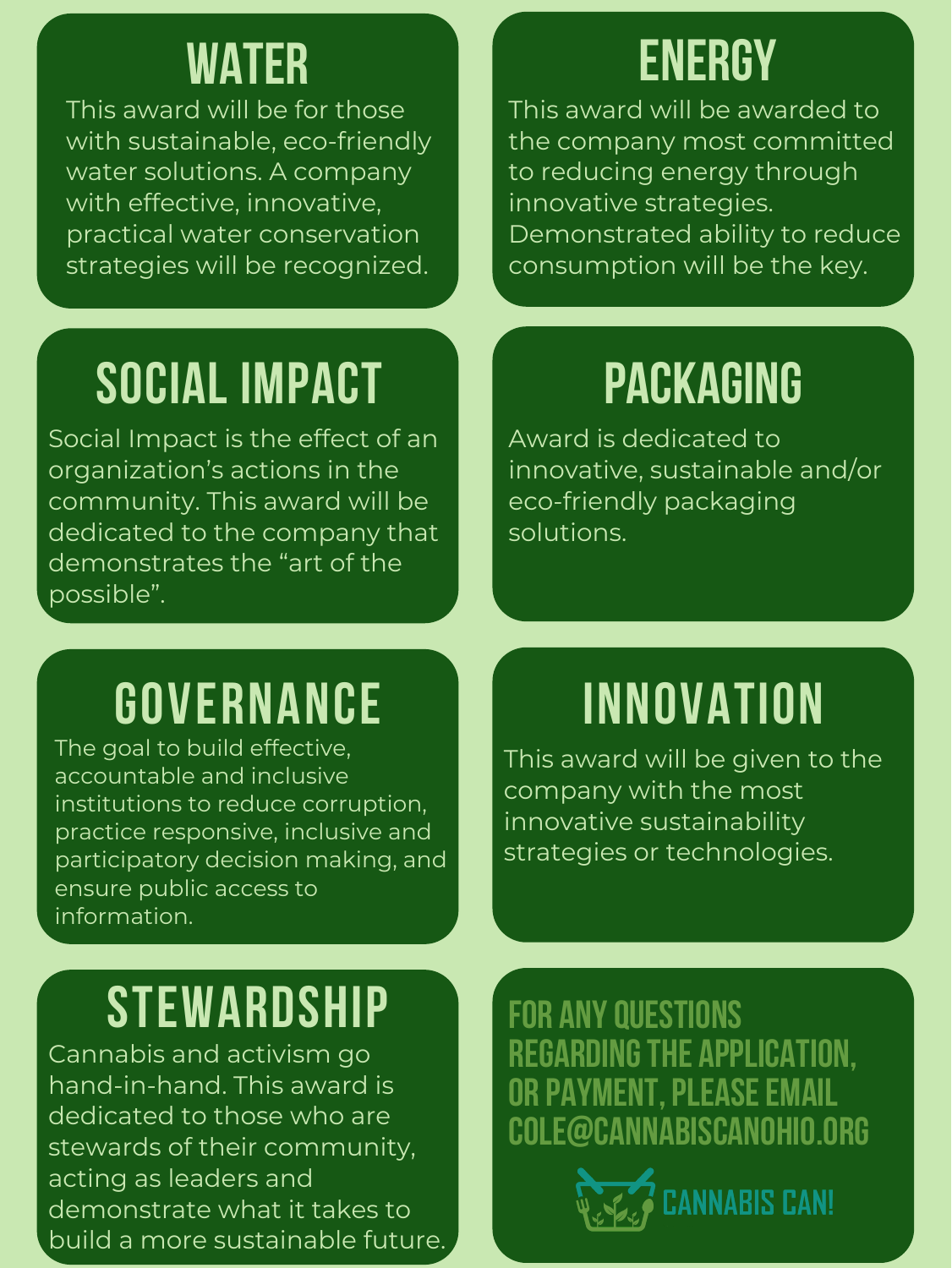## WATER

This award will be for those with sustainable, eco-friendly water solutions. A company with effective, innovative, practical water conservation strategies will be recognized.

## ENERGY

This award will be awarded to the company most committed to reducing energy through innovative strategies. Demonstrated ability to reduce consumption will be the key.

## SOCIAL IMPACT

Social Impact is the effect of an organization's actions in the community. This award will be dedicated to the company that demonstrates the "art of the possible".

## PACKAGING

Award is dedicated to innovative, sustainable and/or eco-friendly packaging solutions.

## GOVERNANCE

The goal to build effective, accountable and inclusive institutions to reduce corruption, practice responsive, inclusive and participatory decision making, and ensure public access to information.

## INNOVATION

This award will be given to the company with the most innovative sustainability strategies or technologies.

## STEWARDSHIP

Cannabis and activism go hand-in-hand. This award is dedicated to those who are stewards of their community, acting as leaders and demonstrate what it takes to build a more sustainable future.

**FOR ANY QUESTIONS REGARDING THE APPLICATION, OR PAYMENT, PLEASE EMAIL COLE@CANNABISCANOHIO.ORG**

CANNABIS CAN!